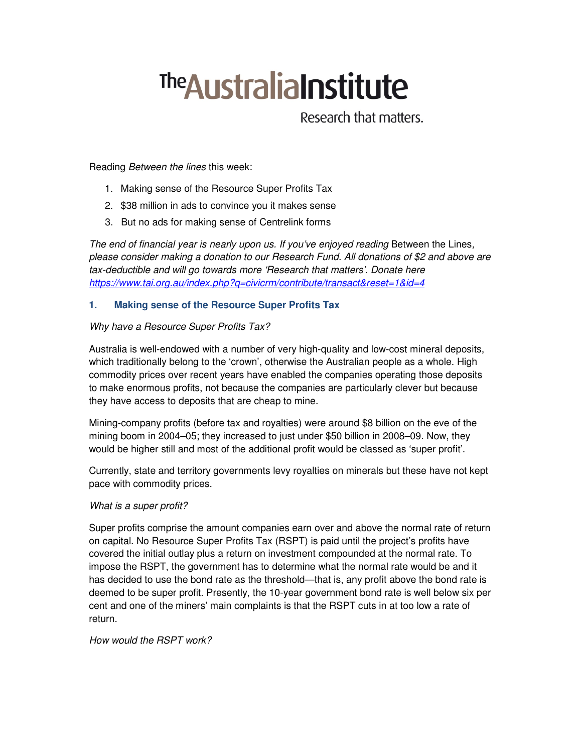# The Australia Institute

Research that matters.

Reading *Between the lines* this week:

1. Making sense of the Resource Super Profits Tax
2. $38 million in ads to convince you it makes sense
3. But no ads for making sense of Centrelink forms

*The end of financial year is nearly upon us. If you've enjoyed reading* Between the Lines*, please consider making a donation to our Research Fund. All donations of $2 and above are tax-deductible and will go towards more 'Research that matters'. Donate here* *https://www.tai.org.au/index.php?q=civicrm/contribute/transact&reset=1&id=4*

## 1. Making sense of the Resource Super Profits Tax

*Why have a Resource Super Profits Tax?*

Australia is well-endowed with a number of very high-quality and low-cost mineral deposits, which traditionally belong to the 'crown', otherwise the Australian people as a whole. High commodity prices over recent years have enabled the companies operating those deposits to make enormous profits, not because the companies are particularly clever but because they have access to deposits that are cheap to mine.

Mining-company profits (before tax and royalties) were around $8 billion on the eve of the mining boom in 2004–05; they increased to just under $50 billion in 2008–09. Now, they would be higher still and most of the additional profit would be classed as 'super profit'.

Currently, state and territory governments levy royalties on minerals but these have not kept pace with commodity prices.

*What is a super profit?*

Super profits comprise the amount companies earn over and above the normal rate of return on capital. No Resource Super Profits Tax (RSPT) is paid until the project's profits have covered the initial outlay plus a return on investment compounded at the normal rate. To impose the RSPT, the government has to determine what the normal rate would be and it has decided to use the bond rate as the threshold—that is, any profit above the bond rate is deemed to be super profit. Presently, the 10-year government bond rate is well below six per cent and one of the miners' main complaints is that the RSPT cuts in at too low a rate of return.

*How would the RSPT work?*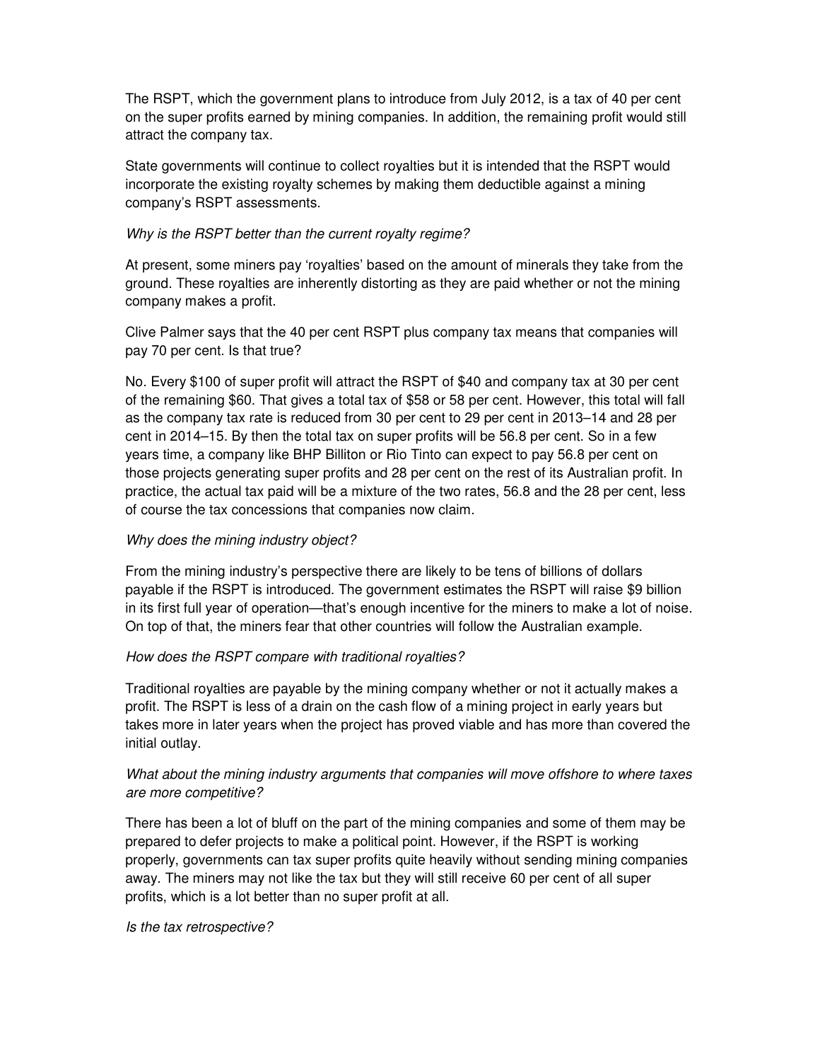The RSPT, which the government plans to introduce from July 2012, is a tax of 40 per cent on the super profits earned by mining companies. In addition, the remaining profit would still attract the company tax.

State governments will continue to collect royalties but it is intended that the RSPT would incorporate the existing royalty schemes by making them deductible against a mining company's RSPT assessments.

*Why is the RSPT better than the current royalty regime?*

At present, some miners pay 'royalties' based on the amount of minerals they take from the ground. These royalties are inherently distorting as they are paid whether or not the mining company makes a profit.

Clive Palmer says that the 40 per cent RSPT plus company tax means that companies will pay 70 per cent. Is that true?

No. Every $100 of super profit will attract the RSPT of $40 and company tax at 30 per cent of the remaining $60. That gives a total tax of $58 or 58 per cent. However, this total will fall as the company tax rate is reduced from 30 per cent to 29 per cent in 2013–14 and 28 per cent in 2014–15. By then the total tax on super profits will be 56.8 per cent. So in a few years time, a company like BHP Billiton or Rio Tinto can expect to pay 56.8 per cent on those projects generating super profits and 28 per cent on the rest of its Australian profit. In practice, the actual tax paid will be a mixture of the two rates, 56.8 and the 28 per cent, less of course the tax concessions that companies now claim.

*Why does the mining industry object?*

From the mining industry's perspective there are likely to be tens of billions of dollars payable if the RSPT is introduced. The government estimates the RSPT will raise $9 billion in its first full year of operation—that's enough incentive for the miners to make a lot of noise. On top of that, the miners fear that other countries will follow the Australian example.

*How does the RSPT compare with traditional royalties?*

Traditional royalties are payable by the mining company whether or not it actually makes a profit. The RSPT is less of a drain on the cash flow of a mining project in early years but takes more in later years when the project has proved viable and has more than covered the initial outlay.

*What about the mining industry arguments that companies will move offshore to where taxes are more competitive?*

There has been a lot of bluff on the part of the mining companies and some of them may be prepared to defer projects to make a political point. However, if the RSPT is working properly, governments can tax super profits quite heavily without sending mining companies away. The miners may not like the tax but they will still receive 60 per cent of all super profits, which is a lot better than no super profit at all.

*Is the tax retrospective?*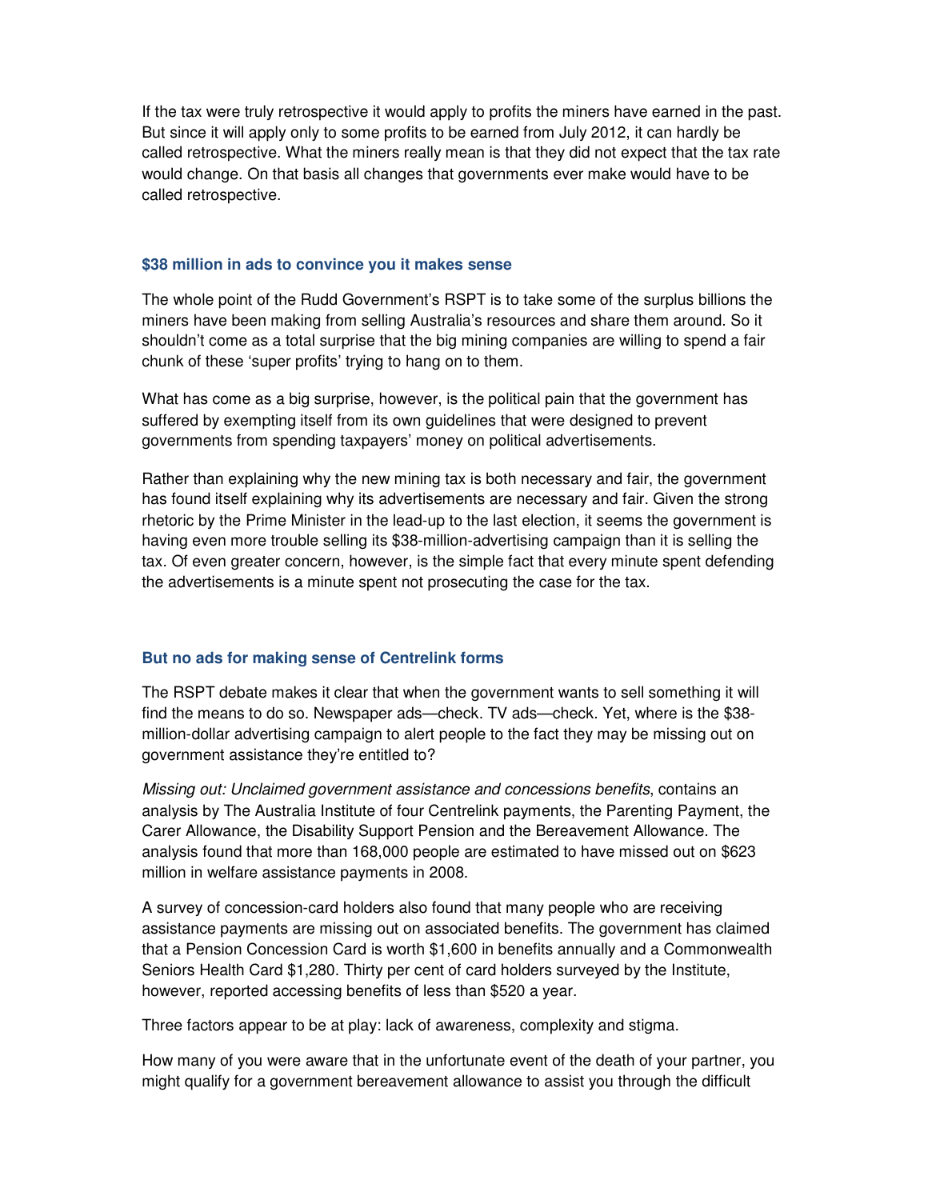If the tax were truly retrospective it would apply to profits the miners have earned in the past. But since it will apply only to some profits to be earned from July 2012, it can hardly be called retrospective. What the miners really mean is that they did not expect that the tax rate would change. On that basis all changes that governments ever make would have to be called retrospective.

### $38 million in ads to convince you it makes sense

The whole point of the Rudd Government's RSPT is to take some of the surplus billions the miners have been making from selling Australia's resources and share them around. So it shouldn't come as a total surprise that the big mining companies are willing to spend a fair chunk of these 'super profits' trying to hang on to them.

What has come as a big surprise, however, is the political pain that the government has suffered by exempting itself from its own guidelines that were designed to prevent governments from spending taxpayers' money on political advertisements.

Rather than explaining why the new mining tax is both necessary and fair, the government has found itself explaining why its advertisements are necessary and fair. Given the strong rhetoric by the Prime Minister in the lead-up to the last election, it seems the government is having even more trouble selling its $38-million-advertising campaign than it is selling the tax. Of even greater concern, however, is the simple fact that every minute spent defending the advertisements is a minute spent not prosecuting the case for the tax.

### But no ads for making sense of Centrelink forms

The RSPT debate makes it clear that when the government wants to sell something it will find the means to do so. Newspaper ads—check. TV ads—check. Yet, where is the $38-million-dollar advertising campaign to alert people to the fact they may be missing out on government assistance they're entitled to?

*Missing out: Unclaimed government assistance and concessions benefits*, contains an analysis by The Australia Institute of four Centrelink payments, the Parenting Payment, the Carer Allowance, the Disability Support Pension and the Bereavement Allowance. The analysis found that more than 168,000 people are estimated to have missed out on $623 million in welfare assistance payments in 2008.

A survey of concession-card holders also found that many people who are receiving assistance payments are missing out on associated benefits. The government has claimed that a Pension Concession Card is worth $1,600 in benefits annually and a Commonwealth Seniors Health Card $1,280. Thirty per cent of card holders surveyed by the Institute, however, reported accessing benefits of less than $520 a year.

Three factors appear to be at play: lack of awareness, complexity and stigma.

How many of you were aware that in the unfortunate event of the death of your partner, you might qualify for a government bereavement allowance to assist you through the difficult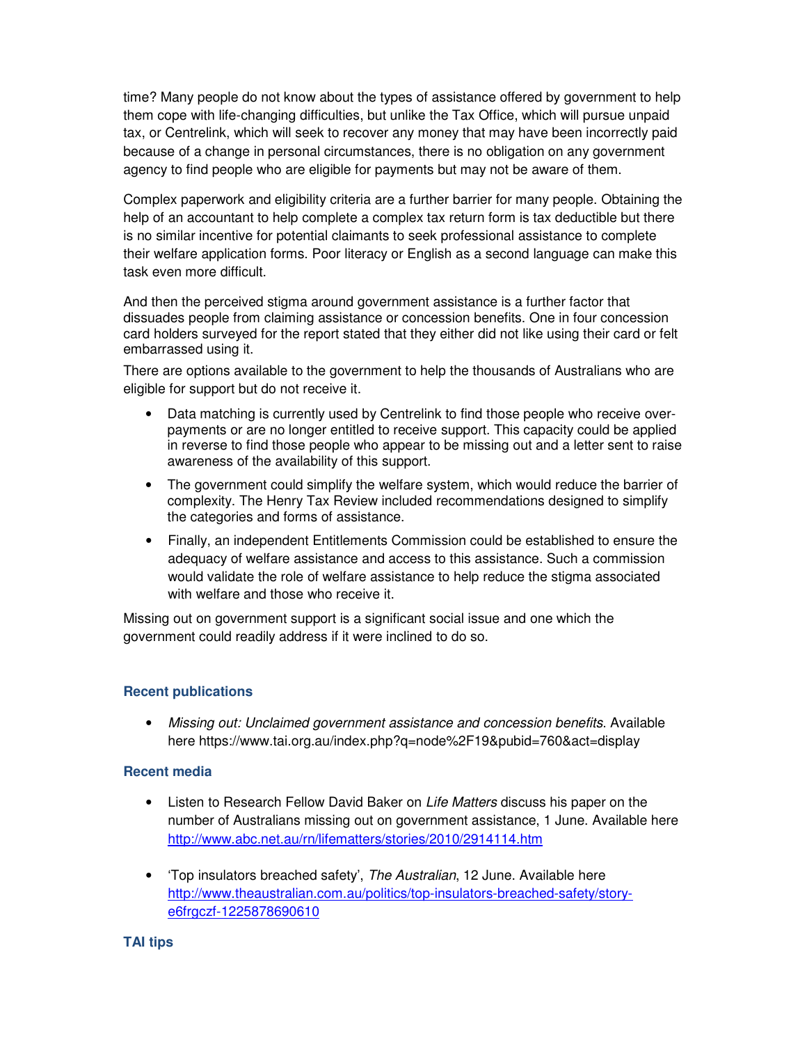time? Many people do not know about the types of assistance offered by government to help them cope with life-changing difficulties, but unlike the Tax Office, which will pursue unpaid tax, or Centrelink, which will seek to recover any money that may have been incorrectly paid because of a change in personal circumstances, there is no obligation on any government agency to find people who are eligible for payments but may not be aware of them.

Complex paperwork and eligibility criteria are a further barrier for many people. Obtaining the help of an accountant to help complete a complex tax return form is tax deductible but there is no similar incentive for potential claimants to seek professional assistance to complete their welfare application forms. Poor literacy or English as a second language can make this task even more difficult.

And then the perceived stigma around government assistance is a further factor that dissuades people from claiming assistance or concession benefits. One in four concession card holders surveyed for the report stated that they either did not like using their card or felt embarrassed using it.

There are options available to the government to help the thousands of Australians who are eligible for support but do not receive it.

- Data matching is currently used by Centrelink to find those people who receive over-payments or are no longer entitled to receive support. This capacity could be applied in reverse to find those people who appear to be missing out and a letter sent to raise awareness of the availability of this support.
- The government could simplify the welfare system, which would reduce the barrier of complexity. The Henry Tax Review included recommendations designed to simplify the categories and forms of assistance.
- Finally, an independent Entitlements Commission could be established to ensure the adequacy of welfare assistance and access to this assistance. Such a commission would validate the role of welfare assistance to help reduce the stigma associated with welfare and those who receive it.

Missing out on government support is a significant social issue and one which the government could readily address if it were inclined to do so.

### Recent publications

- *Missing out: Unclaimed government assistance and concession benefits*. Available here https://www.tai.org.au/index.php?q=node%2F19&pubid=760&act=display

### Recent media

- Listen to Research Fellow David Baker on *Life Matters* discuss his paper on the number of Australians missing out on government assistance, 1 June. Available here http://www.abc.net.au/rn/lifematters/stories/2010/2914114.htm

- 'Top insulators breached safety', *The Australian*, 12 June. Available here http://www.theaustralian.com.au/politics/top-insulators-breached-safety/story-e6frgczf-1225878690610

### TAI tips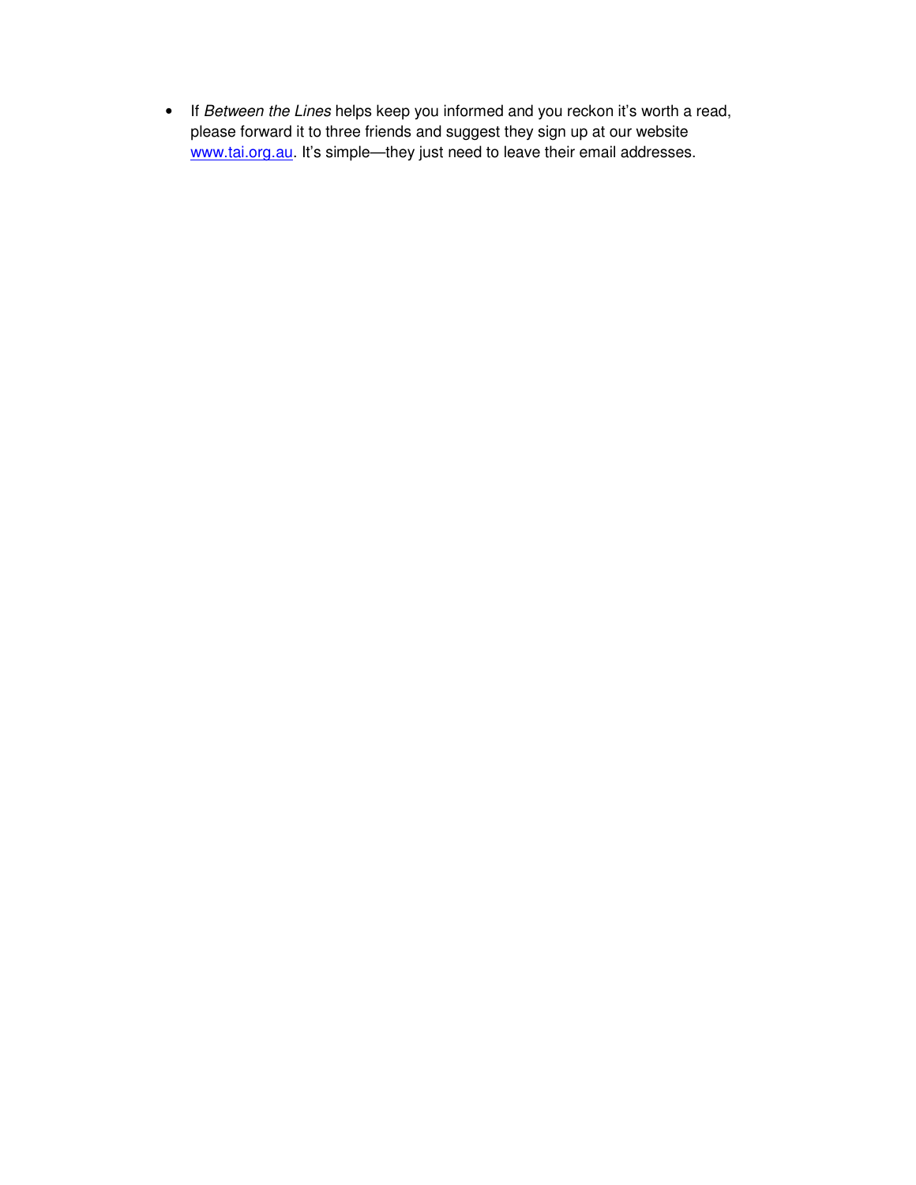- If *Between the Lines* helps keep you informed and you reckon it's worth a read, please forward it to three friends and suggest they sign up at our website [www.tai.org.au](http://www.tai.org.au). It's simple—they just need to leave their email addresses.